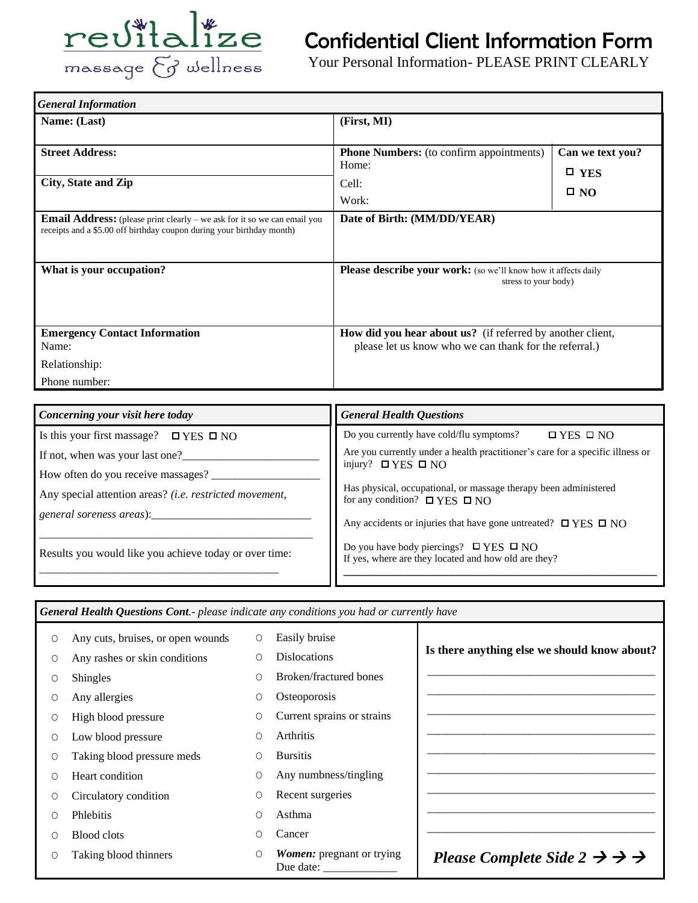# revitalize massage & wellness

# Confidential Client Information Form

Your Personal Information- PLEASE PRINT CLEARLY

## *General Information*

| | | |
|---|---|---|
| **Name: (Last)** | **(First, MI)** | |
| **Street Address:** | **Phone Numbers:** (to confirm appointments) Home: | **Can we text you?** |
| **City, State and Zip** | Cell: Work: | ☐ **YES** ☐ **NO** |
| **Email Address:** (please print clearly – we ask for it so we can email you receipts and a $5.00 off birthday coupon during your birthday month) | **Date of Birth: (MM/DD/YEAR)** | |
| **What is your occupation?** | **Please describe your work:** (so we'll know how it affects daily stress to your body) | |
| **Emergency Contact Information** Name: Relationship: Phone number: | **How did you hear about us?** (if referred by another client, please let us know who we can thank for the referral.) | |

## *Concerning your visit here today*

Is this your first massage? ☐ YES ☐ NO

If not, when was your last one?________________________

How often do you receive massages? __________________

Any special attention areas? *(i.e. restricted movement, general soreness areas)*:___________________________

_______________________________________________

Results you would like you achieve today or over time:

_________________________________________

## *General Health Questions*

Do you currently have cold/flu symptoms? ☐ YES ☐ NO

Are you currently under a health practitioner's care for a specific illness or injury? ☐ YES ☐ NO

Has physical, occupational, or massage therapy been administered for any condition? ☐ YES ☐ NO

Any accidents or injuries that have gone untreated? ☐ YES ☐ NO

Do you have body piercings? ☐ YES ☐ NO
If yes, where are they located and how old are they?

_______________________________________________________

## *General Health Questions Cont.- please indicate any conditions you had or currently have*

- ○ Any cuts, bruises, or open wounds
- ○ Any rashes or skin conditions
- ○ Shingles
- ○ Any allergies
- ○ High blood pressure
- ○ Low blood pressure
- ○ Taking blood pressure meds
- ○ Heart condition
- ○ Circulatory condition
- ○ Phlebitis
- ○ Blood clots
- ○ Taking blood thinners
- ○ Easily bruise
- ○ Dislocations
- ○ Broken/fractured bones
- ○ Osteoporosis
- ○ Current sprains or strains
- ○ Arthritis
- ○ Bursitis
- ○ Any numbness/tingling
- ○ Recent surgeries
- ○ Asthma
- ○ Cancer
- ○ ***Women:*** pregnant or trying Due date: ____________

**Is there anything else we should know about?**

_____________________________________

_____________________________________

_____________________________________

_____________________________________

_____________________________________

_____________________________________

_____________________________________

_____________________________________

_____________________________________

***Please Complete Side 2 → → →***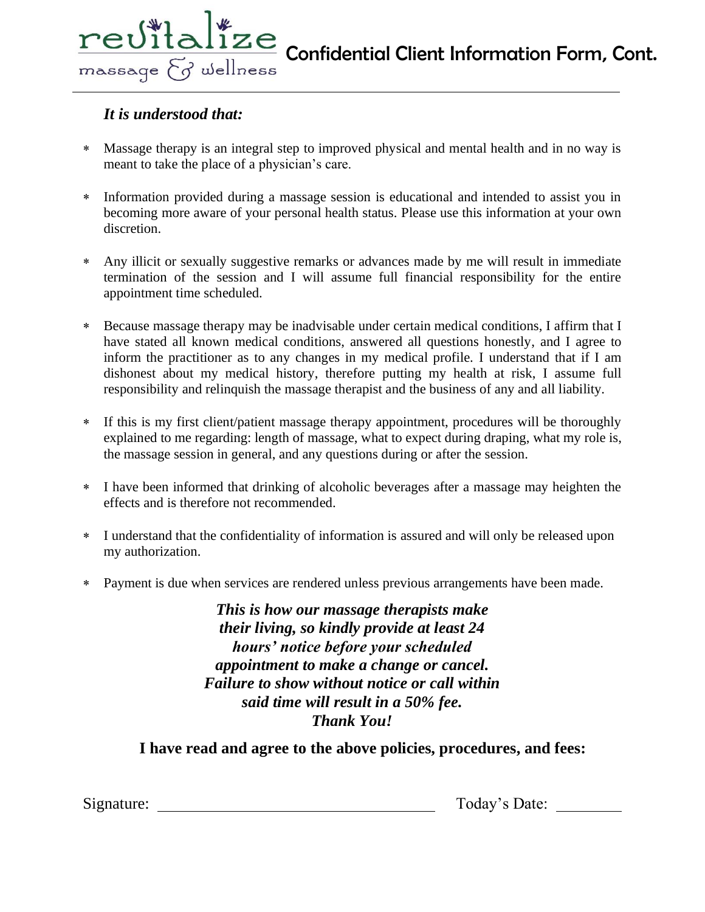# revitalize massage & wellness — Confidential Client Information Form, Cont.

***It is understood that:***

* Massage therapy is an integral step to improved physical and mental health and in no way is meant to take the place of a physician's care.
* Information provided during a massage session is educational and intended to assist you in becoming more aware of your personal health status. Please use this information at your own discretion.
* Any illicit or sexually suggestive remarks or advances made by me will result in immediate termination of the session and I will assume full financial responsibility for the entire appointment time scheduled.
* Because massage therapy may be inadvisable under certain medical conditions, I affirm that I have stated all known medical conditions, answered all questions honestly, and I agree to inform the practitioner as to any changes in my medical profile. I understand that if I am dishonest about my medical history, therefore putting my health at risk, I assume full responsibility and relinquish the massage therapist and the business of any and all liability.
* If this is my first client/patient massage therapy appointment, procedures will be thoroughly explained to me regarding: length of massage, what to expect during draping, what my role is, the massage session in general, and any questions during or after the session.
* I have been informed that drinking of alcoholic beverages after a massage may heighten the effects and is therefore not recommended.
* I understand that the confidentiality of information is assured and will only be released upon my authorization.
* Payment is due when services are rendered unless previous arrangements have been made.

***This is how our massage therapists make their living, so kindly provide at least 24 hours' notice before your scheduled appointment to make a change or cancel. Failure to show without notice or call within said time will result in a 50% fee. Thank You!***

**I have read and agree to the above policies, procedures, and fees:**

Signature: ______________________________ Today's Date: __________